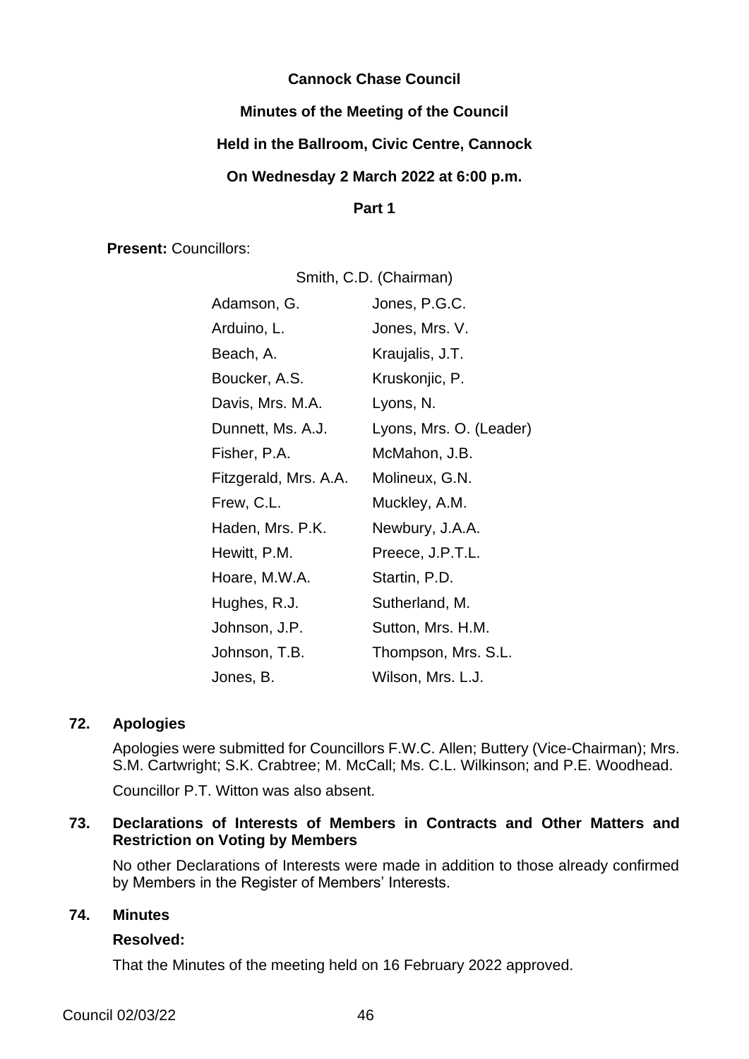**Cannock Chase Council**

**Minutes of the Meeting of the Council**

**Held in the Ballroom, Civic Centre, Cannock**

**On Wednesday 2 March 2022 at 6:00 p.m.**

**Part 1**

**Present:** Councillors:

Smith, C.D. (Chairman)

| | |
|---|---|
| Adamson, G. | Jones, P.G.C. |
| Arduino, L. | Jones, Mrs. V. |
| Beach, A. | Kraujalis, J.T. |
| Boucker, A.S. | Kruskonjic, P. |
| Davis, Mrs. M.A. | Lyons, N. |
| Dunnett, Ms. A.J. | Lyons, Mrs. O. (Leader) |
| Fisher, P.A. | McMahon, J.B. |
| Fitzgerald, Mrs. A.A. | Molineux, G.N. |
| Frew, C.L. | Muckley, A.M. |
| Haden, Mrs. P.K. | Newbury, J.A.A. |
| Hewitt, P.M. | Preece, J.P.T.L. |
| Hoare, M.W.A. | Startin, P.D. |
| Hughes, R.J. | Sutherland, M. |
| Johnson, J.P. | Sutton, Mrs. H.M. |
| Johnson, T.B. | Thompson, Mrs. S.L. |
| Jones, B. | Wilson, Mrs. L.J. |

## 72. Apologies

Apologies were submitted for Councillors F.W.C. Allen; Buttery (Vice-Chairman); Mrs. S.M. Cartwright; S.K. Crabtree; M. McCall; Ms. C.L. Wilkinson; and P.E. Woodhead.

Councillor P.T. Witton was also absent.

## 73. Declarations of Interests of Members in Contracts and Other Matters and Restriction on Voting by Members

No other Declarations of Interests were made in addition to those already confirmed by Members in the Register of Members' Interests.

## 74. Minutes

**Resolved:**

That the Minutes of the meeting held on 16 February 2022 approved.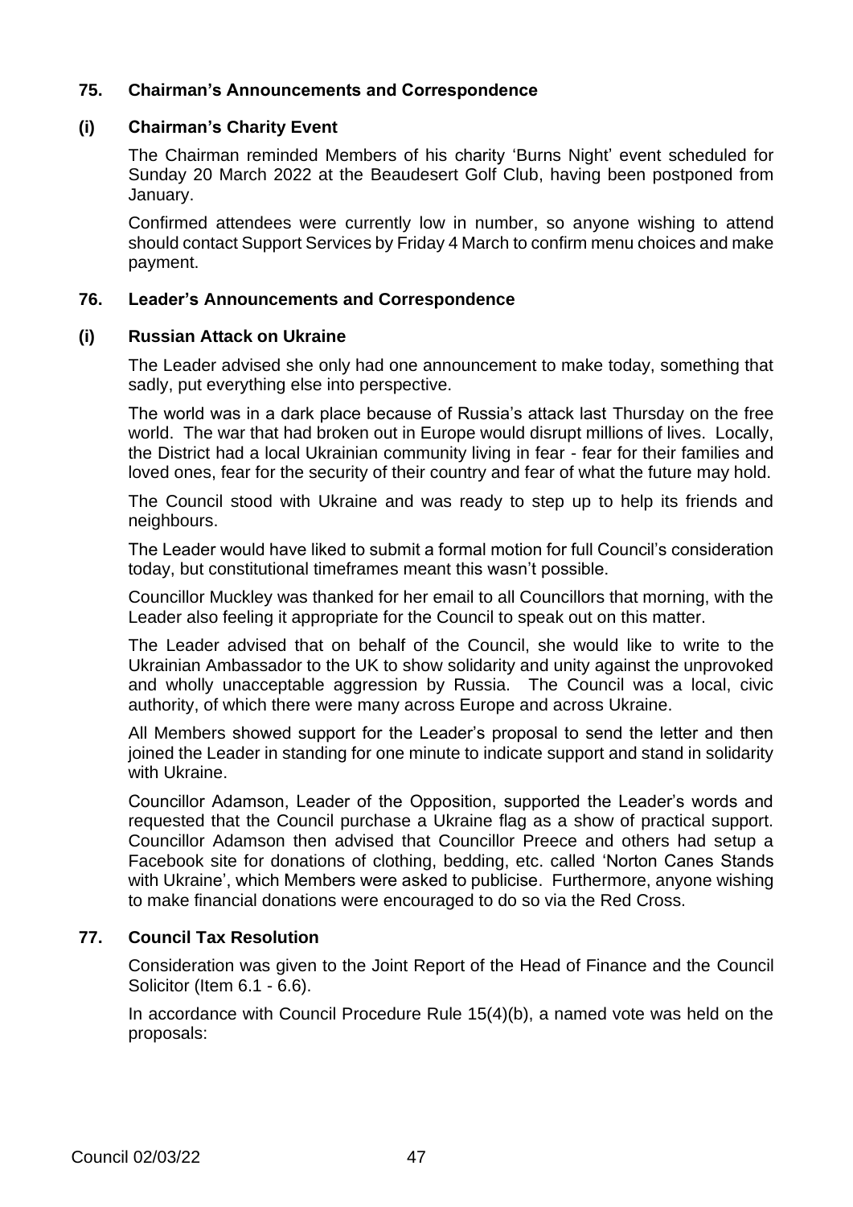### 75. Chairman's Announcements and Correspondence

### (i) Chairman's Charity Event

The Chairman reminded Members of his charity 'Burns Night' event scheduled for Sunday 20 March 2022 at the Beaudesert Golf Club, having been postponed from January.

Confirmed attendees were currently low in number, so anyone wishing to attend should contact Support Services by Friday 4 March to confirm menu choices and make payment.

### 76. Leader's Announcements and Correspondence

### (i) Russian Attack on Ukraine

The Leader advised she only had one announcement to make today, something that sadly, put everything else into perspective.

The world was in a dark place because of Russia's attack last Thursday on the free world. The war that had broken out in Europe would disrupt millions of lives. Locally, the District had a local Ukrainian community living in fear - fear for their families and loved ones, fear for the security of their country and fear of what the future may hold.

The Council stood with Ukraine and was ready to step up to help its friends and neighbours.

The Leader would have liked to submit a formal motion for full Council's consideration today, but constitutional timeframes meant this wasn't possible.

Councillor Muckley was thanked for her email to all Councillors that morning, with the Leader also feeling it appropriate for the Council to speak out on this matter.

The Leader advised that on behalf of the Council, she would like to write to the Ukrainian Ambassador to the UK to show solidarity and unity against the unprovoked and wholly unacceptable aggression by Russia. The Council was a local, civic authority, of which there were many across Europe and across Ukraine.

All Members showed support for the Leader's proposal to send the letter and then joined the Leader in standing for one minute to indicate support and stand in solidarity with Ukraine.

Councillor Adamson, Leader of the Opposition, supported the Leader's words and requested that the Council purchase a Ukraine flag as a show of practical support. Councillor Adamson then advised that Councillor Preece and others had setup a Facebook site for donations of clothing, bedding, etc. called 'Norton Canes Stands with Ukraine', which Members were asked to publicise. Furthermore, anyone wishing to make financial donations were encouraged to do so via the Red Cross.

### 77. Council Tax Resolution

Consideration was given to the Joint Report of the Head of Finance and the Council Solicitor (Item 6.1 - 6.6).

In accordance with Council Procedure Rule 15(4)(b), a named vote was held on the proposals: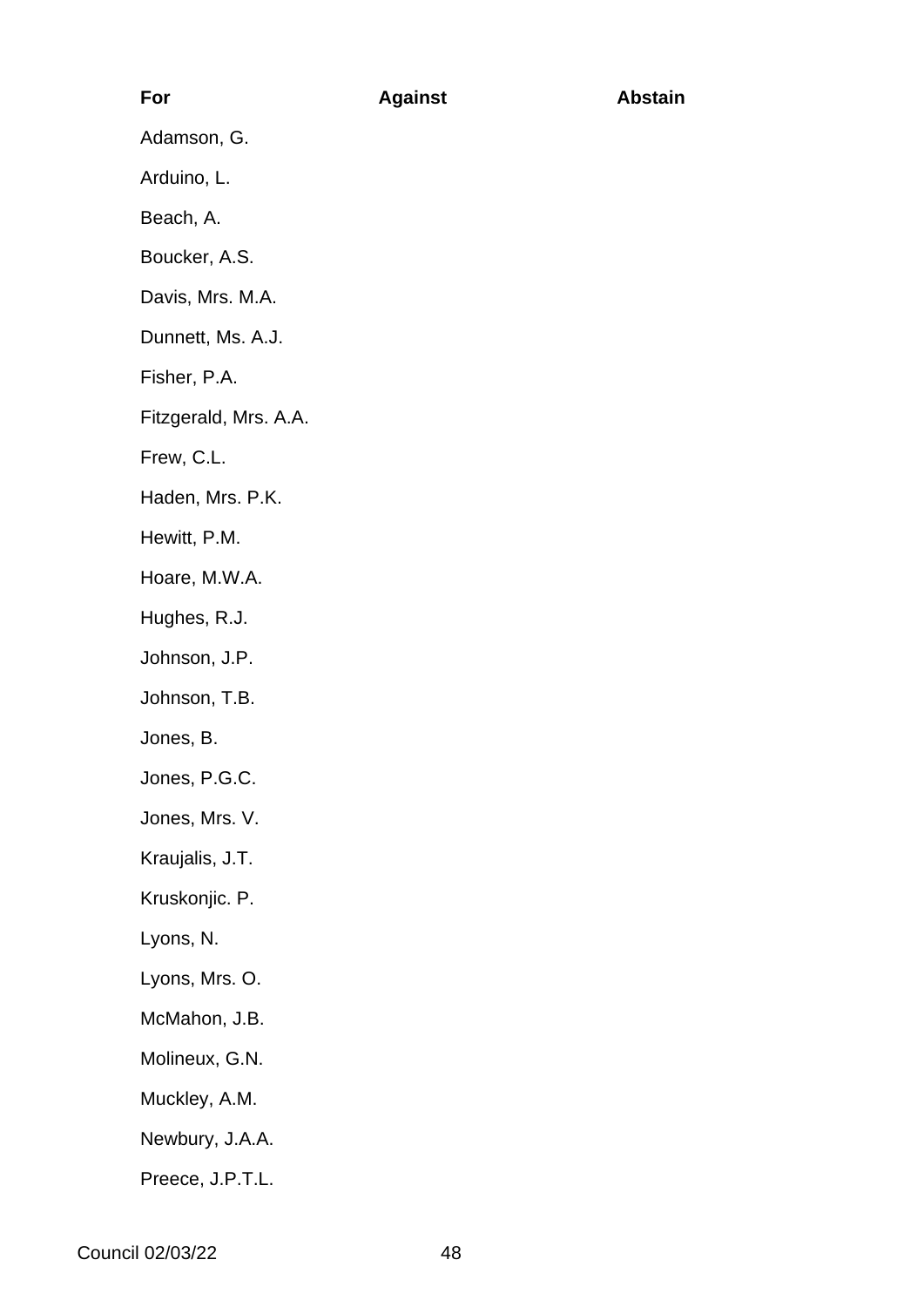| For | Against | Abstain |
| --- | --- | --- |
| Adamson, G. | | |
| Arduino, L. | | |
| Beach, A. | | |
| Boucker, A.S. | | |
| Davis, Mrs. M.A. | | |
| Dunnett, Ms. A.J. | | |
| Fisher, P.A. | | |
| Fitzgerald, Mrs. A.A. | | |
| Frew, C.L. | | |
| Haden, Mrs. P.K. | | |
| Hewitt, P.M. | | |
| Hoare, M.W.A. | | |
| Hughes, R.J. | | |
| Johnson, J.P. | | |
| Johnson, T.B. | | |
| Jones, B. | | |
| Jones, P.G.C. | | |
| Jones, Mrs. V. | | |
| Kraujalis, J.T. | | |
| Kruskonjic. P. | | |
| Lyons, N. | | |
| Lyons, Mrs. O. | | |
| McMahon, J.B. | | |
| Molineux, G.N. | | |
| Muckley, A.M. | | |
| Newbury, J.A.A. | | |
| Preece, J.P.T.L. | | |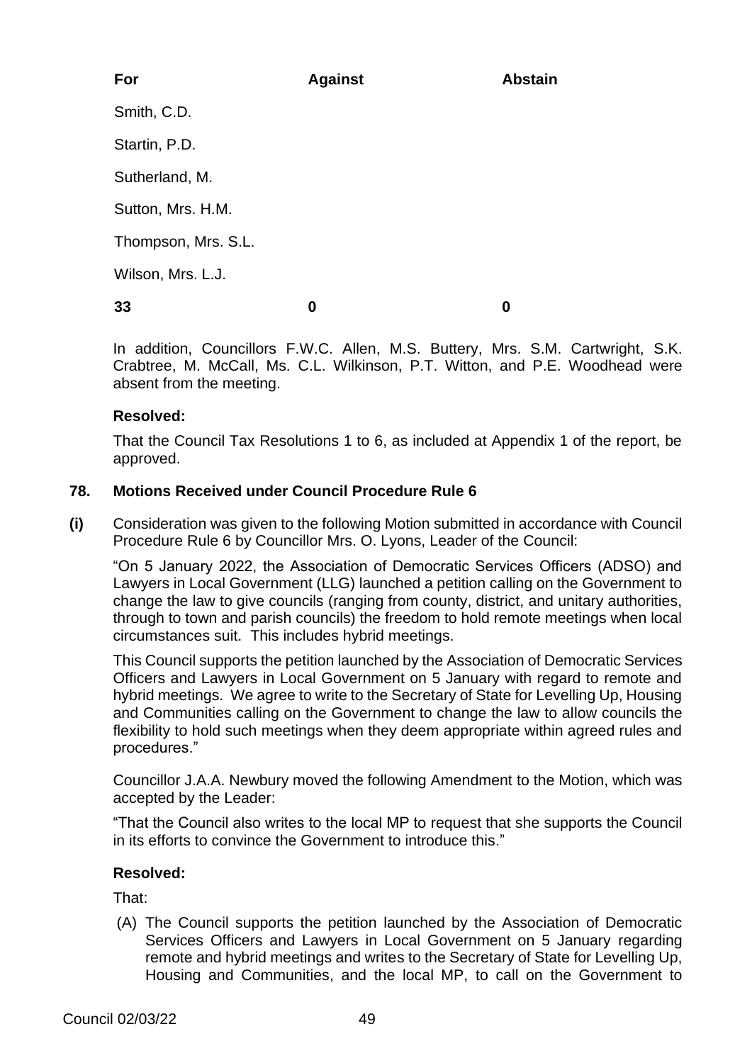| For | Against | Abstain |
|---|---|---|
| Smith, C.D. | | |
| Startin, P.D. | | |
| Sutherland, M. | | |
| Sutton, Mrs. H.M. | | |
| Thompson, Mrs. S.L. | | |
| Wilson, Mrs. L.J. | | |
| **33** | **0** | **0** |

In addition, Councillors F.W.C. Allen, M.S. Buttery, Mrs. S.M. Cartwright, S.K. Crabtree, M. McCall, Ms. C.L. Wilkinson, P.T. Witton, and P.E. Woodhead were absent from the meeting.

**Resolved:**

That the Council Tax Resolutions 1 to 6, as included at Appendix 1 of the report, be approved.

## 78. Motions Received under Council Procedure Rule 6

**(i)** Consideration was given to the following Motion submitted in accordance with Council Procedure Rule 6 by Councillor Mrs. O. Lyons, Leader of the Council:

"On 5 January 2022, the Association of Democratic Services Officers (ADSO) and Lawyers in Local Government (LLG) launched a petition calling on the Government to change the law to give councils (ranging from county, district, and unitary authorities, through to town and parish councils) the freedom to hold remote meetings when local circumstances suit. This includes hybrid meetings.

This Council supports the petition launched by the Association of Democratic Services Officers and Lawyers in Local Government on 5 January with regard to remote and hybrid meetings. We agree to write to the Secretary of State for Levelling Up, Housing and Communities calling on the Government to change the law to allow councils the flexibility to hold such meetings when they deem appropriate within agreed rules and procedures."

Councillor J.A.A. Newbury moved the following Amendment to the Motion, which was accepted by the Leader:

"That the Council also writes to the local MP to request that she supports the Council in its efforts to convince the Government to introduce this."

**Resolved:**

That:

(A) The Council supports the petition launched by the Association of Democratic Services Officers and Lawyers in Local Government on 5 January regarding remote and hybrid meetings and writes to the Secretary of State for Levelling Up, Housing and Communities, and the local MP, to call on the Government to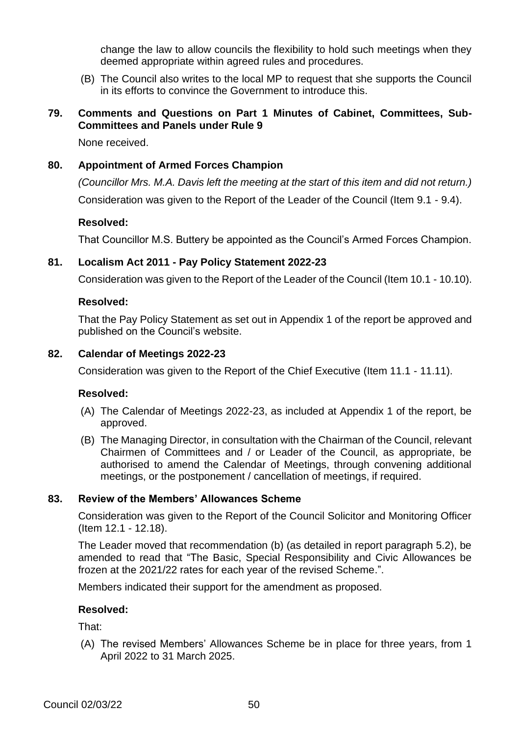change the law to allow councils the flexibility to hold such meetings when they deemed appropriate within agreed rules and procedures.

(B) The Council also writes to the local MP to request that she supports the Council in its efforts to convince the Government to introduce this.

## 79. Comments and Questions on Part 1 Minutes of Cabinet, Committees, Sub-Committees and Panels under Rule 9

None received.

## 80. Appointment of Armed Forces Champion

*(Councillor Mrs. M.A. Davis left the meeting at the start of this item and did not return.)*

Consideration was given to the Report of the Leader of the Council (Item 9.1 - 9.4).

**Resolved:**

That Councillor M.S. Buttery be appointed as the Council's Armed Forces Champion.

## 81. Localism Act 2011 - Pay Policy Statement 2022-23

Consideration was given to the Report of the Leader of the Council (Item 10.1 - 10.10).

**Resolved:**

That the Pay Policy Statement as set out in Appendix 1 of the report be approved and published on the Council's website.

## 82. Calendar of Meetings 2022-23

Consideration was given to the Report of the Chief Executive (Item 11.1 - 11.11).

**Resolved:**

(A) The Calendar of Meetings 2022-23, as included at Appendix 1 of the report, be approved.

(B) The Managing Director, in consultation with the Chairman of the Council, relevant Chairmen of Committees and / or Leader of the Council, as appropriate, be authorised to amend the Calendar of Meetings, through convening additional meetings, or the postponement / cancellation of meetings, if required.

## 83. Review of the Members' Allowances Scheme

Consideration was given to the Report of the Council Solicitor and Monitoring Officer (Item 12.1 - 12.18).

The Leader moved that recommendation (b) (as detailed in report paragraph 5.2), be amended to read that "The Basic, Special Responsibility and Civic Allowances be frozen at the 2021/22 rates for each year of the revised Scheme.".

Members indicated their support for the amendment as proposed.

**Resolved:**

That:

(A) The revised Members' Allowances Scheme be in place for three years, from 1 April 2022 to 31 March 2025.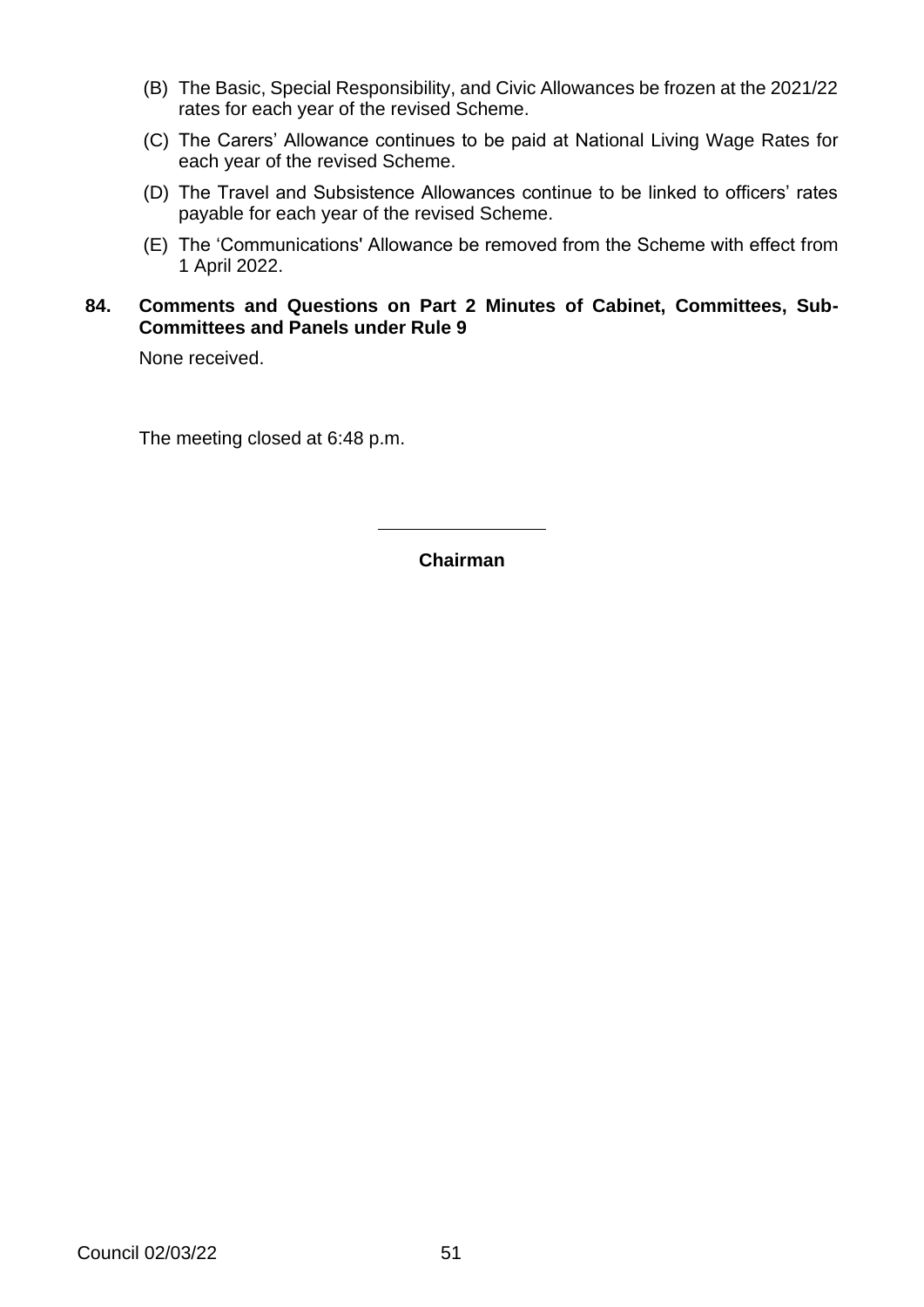(B) The Basic, Special Responsibility, and Civic Allowances be frozen at the 2021/22 rates for each year of the revised Scheme.

(C) The Carers' Allowance continues to be paid at National Living Wage Rates for each year of the revised Scheme.

(D) The Travel and Subsistence Allowances continue to be linked to officers' rates payable for each year of the revised Scheme.

(E) The 'Communications' Allowance be removed from the Scheme with effect from 1 April 2022.

**84. Comments and Questions on Part 2 Minutes of Cabinet, Committees, Sub-Committees and Panels under Rule 9**

None received.

The meeting closed at 6:48 p.m.

---

**Chairman**